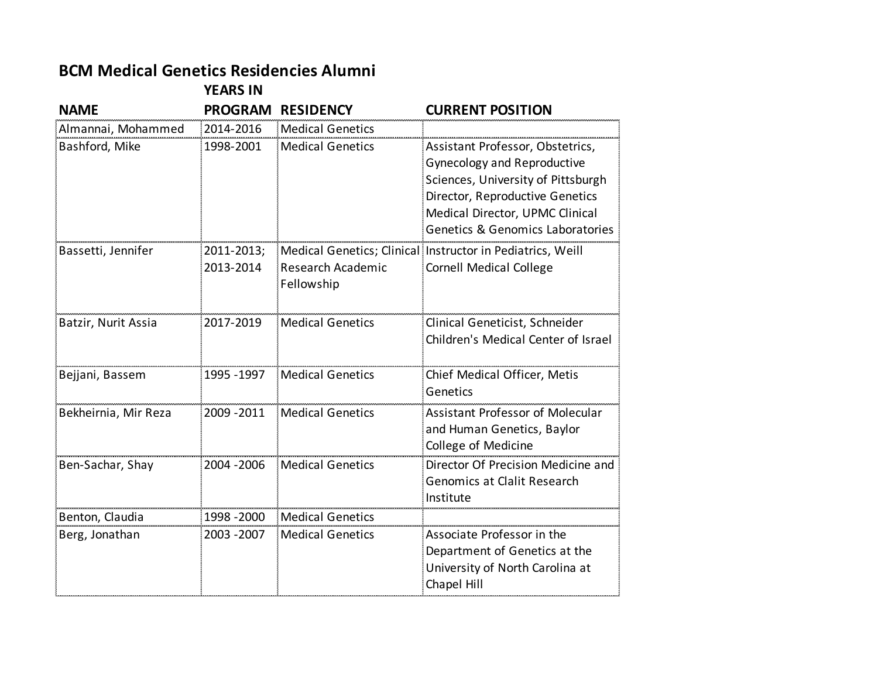# BCM Medical Genetics Residencies Alumni

| NAME | YEARS IN PROGRAM | RESIDENCY | CURRENT POSITION |
|---|---|---|---|
| Almannai, Mohammed | 2014-2016 | Medical Genetics | |
| Bashford, Mike | 1998-2001 | Medical Genetics | Assistant Professor, Obstetrics, Gynecology and Reproductive Sciences, University of Pittsburgh Director, Reproductive Genetics Medical Director, UPMC Clinical Genetics & Genomics Laboratories |
| Bassetti, Jennifer | 2011-2013; 2013-2014 | Medical Genetics; Clinical Research Academic Fellowship | Instructor in Pediatrics, Weill Cornell Medical College |
| Batzir, Nurit Assia | 2017-2019 | Medical Genetics | Clinical Geneticist, Schneider Children's Medical Center of Israel |
| Bejjani, Bassem | 1995 -1997 | Medical Genetics | Chief Medical Officer, Metis Genetics |
| Bekheirnia, Mir Reza | 2009 -2011 | Medical Genetics | Assistant Professor of Molecular and Human Genetics, Baylor College of Medicine |
| Ben-Sachar, Shay | 2004 -2006 | Medical Genetics | Director Of Precision Medicine and Genomics at Clalit Research Institute |
| Benton, Claudia | 1998 -2000 | Medical Genetics | |
| Berg, Jonathan | 2003 -2007 | Medical Genetics | Associate Professor in the Department of Genetics at the University of North Carolina at Chapel Hill |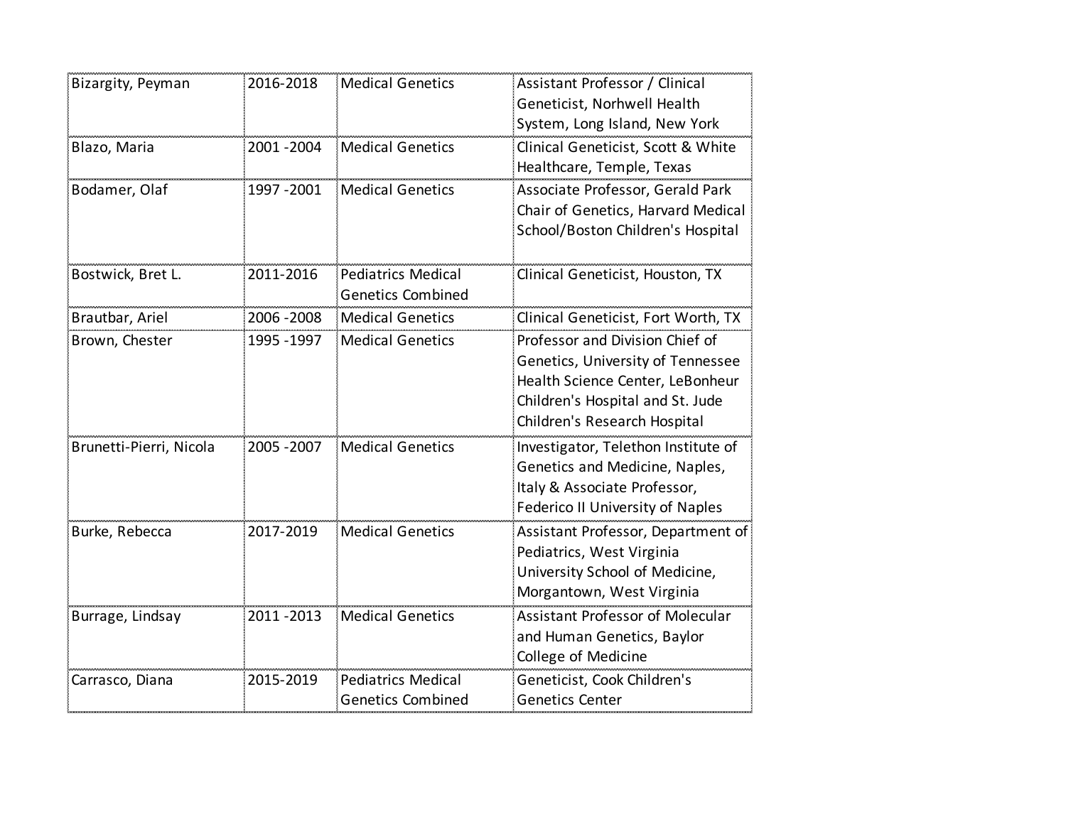| | | | |
|---|---|---|---|
| Bizargity, Peyman | 2016-2018 | Medical Genetics | Assistant Professor / Clinical Geneticist, Norhwell Health System, Long Island, New York |
| Blazo, Maria | 2001 -2004 | Medical Genetics | Clinical Geneticist, Scott & White Healthcare, Temple, Texas |
| Bodamer, Olaf | 1997 -2001 | Medical Genetics | Associate Professor, Gerald Park Chair of Genetics, Harvard Medical School/Boston Children's Hospital |
| Bostwick, Bret L. | 2011-2016 | Pediatrics Medical Genetics Combined | Clinical Geneticist, Houston, TX |
| Brautbar, Ariel | 2006 -2008 | Medical Genetics | Clinical Geneticist, Fort Worth, TX |
| Brown, Chester | 1995 -1997 | Medical Genetics | Professor and Division Chief of Genetics, University of Tennessee Health Science Center, LeBonheur Children's Hospital and St. Jude Children's Research Hospital |
| Brunetti-Pierri, Nicola | 2005 -2007 | Medical Genetics | Investigator, Telethon Institute of Genetics and Medicine, Naples, Italy & Associate Professor, Federico II University of Naples |
| Burke, Rebecca | 2017-2019 | Medical Genetics | Assistant Professor, Department of Pediatrics, West Virginia University School of Medicine, Morgantown, West Virginia |
| Burrage, Lindsay | 2011 -2013 | Medical Genetics | Assistant Professor of Molecular and Human Genetics, Baylor College of Medicine |
| Carrasco, Diana | 2015-2019 | Pediatrics Medical Genetics Combined | Geneticist, Cook Children's Genetics Center |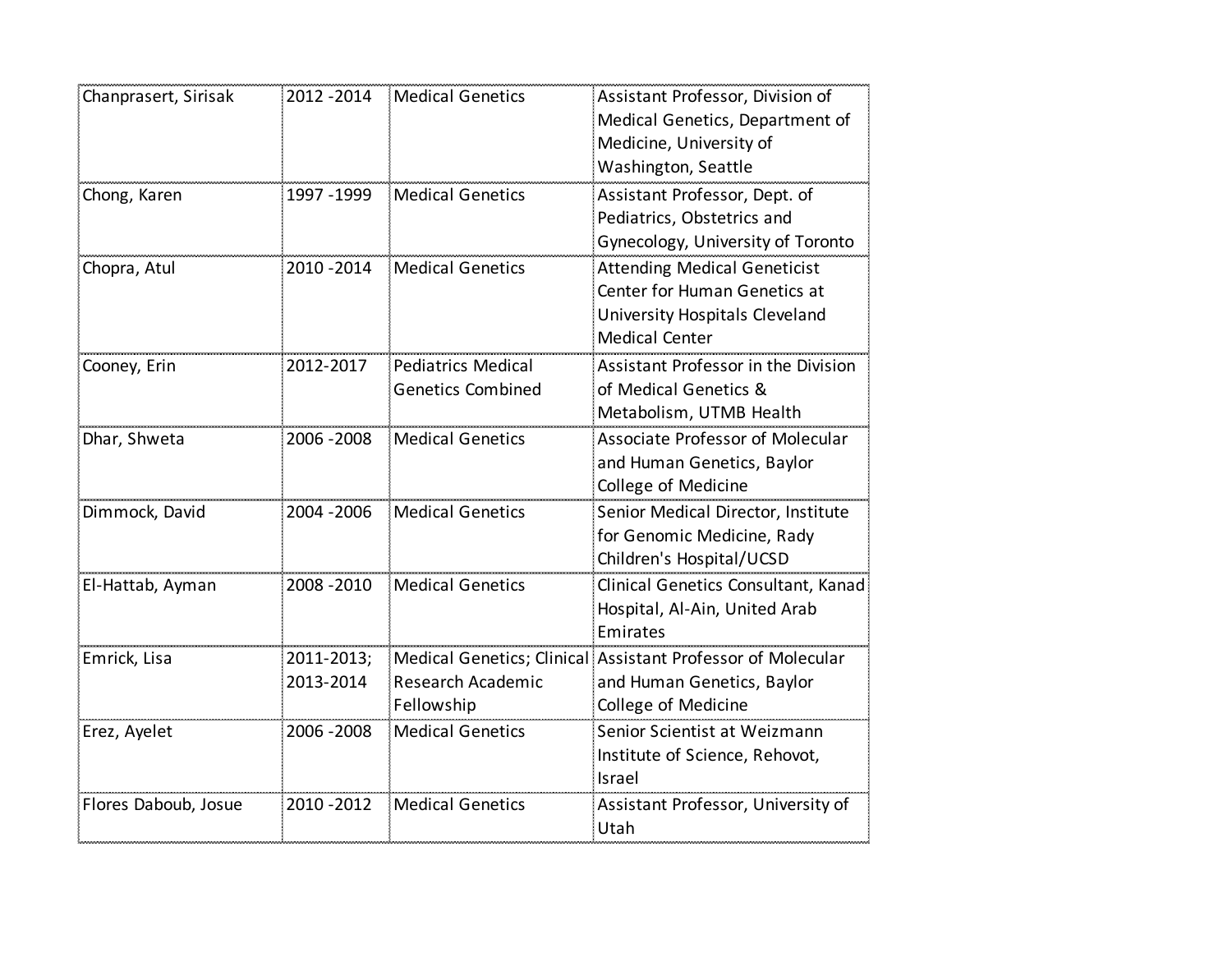| | | | |
|---|---|---|---|
| Chanprasert, Sirisak | 2012 -2014 | Medical Genetics | Assistant Professor, Division of Medical Genetics, Department of Medicine, University of Washington, Seattle |
| Chong, Karen | 1997 -1999 | Medical Genetics | Assistant Professor, Dept. of Pediatrics, Obstetrics and Gynecology, University of Toronto |
| Chopra, Atul | 2010 -2014 | Medical Genetics | Attending Medical Geneticist Center for Human Genetics at University Hospitals Cleveland Medical Center |
| Cooney, Erin | 2012-2017 | Pediatrics Medical Genetics Combined | Assistant Professor in the Division of Medical Genetics & Metabolism, UTMB Health |
| Dhar, Shweta | 2006 -2008 | Medical Genetics | Associate Professor of Molecular and Human Genetics, Baylor College of Medicine |
| Dimmock, David | 2004 -2006 | Medical Genetics | Senior Medical Director, Institute for Genomic Medicine, Rady Children's Hospital/UCSD |
| El-Hattab, Ayman | 2008 -2010 | Medical Genetics | Clinical Genetics Consultant, Kanad Hospital, Al-Ain, United Arab Emirates |
| Emrick, Lisa | 2011-2013; 2013-2014 | Medical Genetics; Clinical Research Academic Fellowship | Assistant Professor of Molecular and Human Genetics, Baylor College of Medicine |
| Erez, Ayelet | 2006 -2008 | Medical Genetics | Senior Scientist at Weizmann Institute of Science, Rehovot, Israel |
| Flores Daboub, Josue | 2010 -2012 | Medical Genetics | Assistant Professor, University of Utah |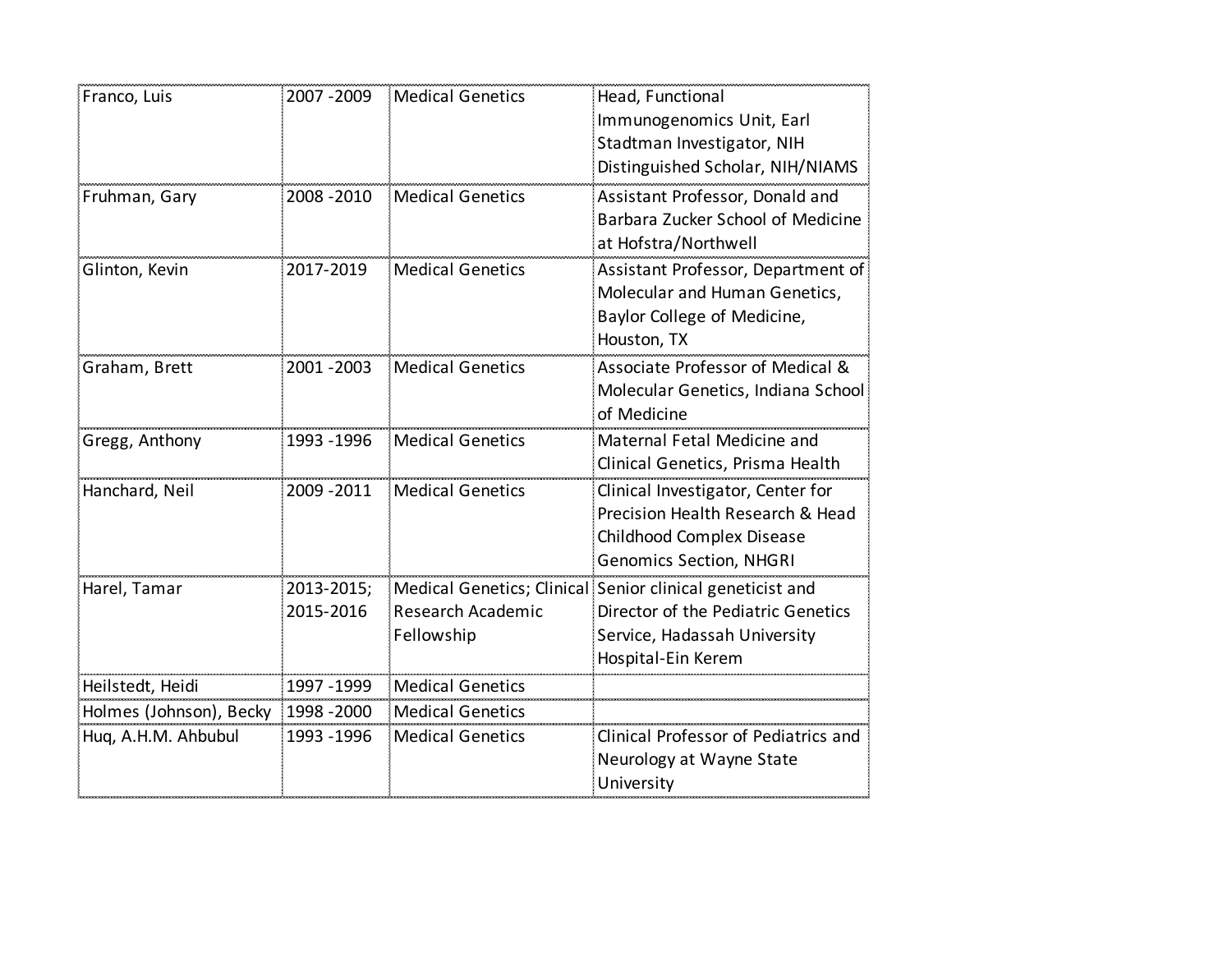| Franco, Luis | 2007 -2009 | Medical Genetics | Head, Functional Immunogenomics Unit, Earl Stadtman Investigator, NIH Distinguished Scholar, NIH/NIAMS |
|---|---|---|---|
| Fruhman, Gary | 2008 -2010 | Medical Genetics | Assistant Professor, Donald and Barbara Zucker School of Medicine at Hofstra/Northwell |
| Glinton, Kevin | 2017-2019 | Medical Genetics | Assistant Professor, Department of Molecular and Human Genetics, Baylor College of Medicine, Houston, TX |
| Graham, Brett | 2001 -2003 | Medical Genetics | Associate Professor of Medical & Molecular Genetics, Indiana School of Medicine |
| Gregg, Anthony | 1993 -1996 | Medical Genetics | Maternal Fetal Medicine and Clinical Genetics, Prisma Health |
| Hanchard, Neil | 2009 -2011 | Medical Genetics | Clinical Investigator, Center for Precision Health Research & Head Childhood Complex Disease Genomics Section, NHGRI |
| Harel, Tamar | 2013-2015; 2015-2016 | Medical Genetics; Clinical Research Academic Fellowship | Senior clinical geneticist and Director of the Pediatric Genetics Service, Hadassah University Hospital-Ein Kerem |
| Heilstedt, Heidi | 1997 -1999 | Medical Genetics | |
| Holmes (Johnson), Becky | 1998 -2000 | Medical Genetics | |
| Huq, A.H.M. Ahbubul | 1993 -1996 | Medical Genetics | Clinical Professor of Pediatrics and Neurology at Wayne State University |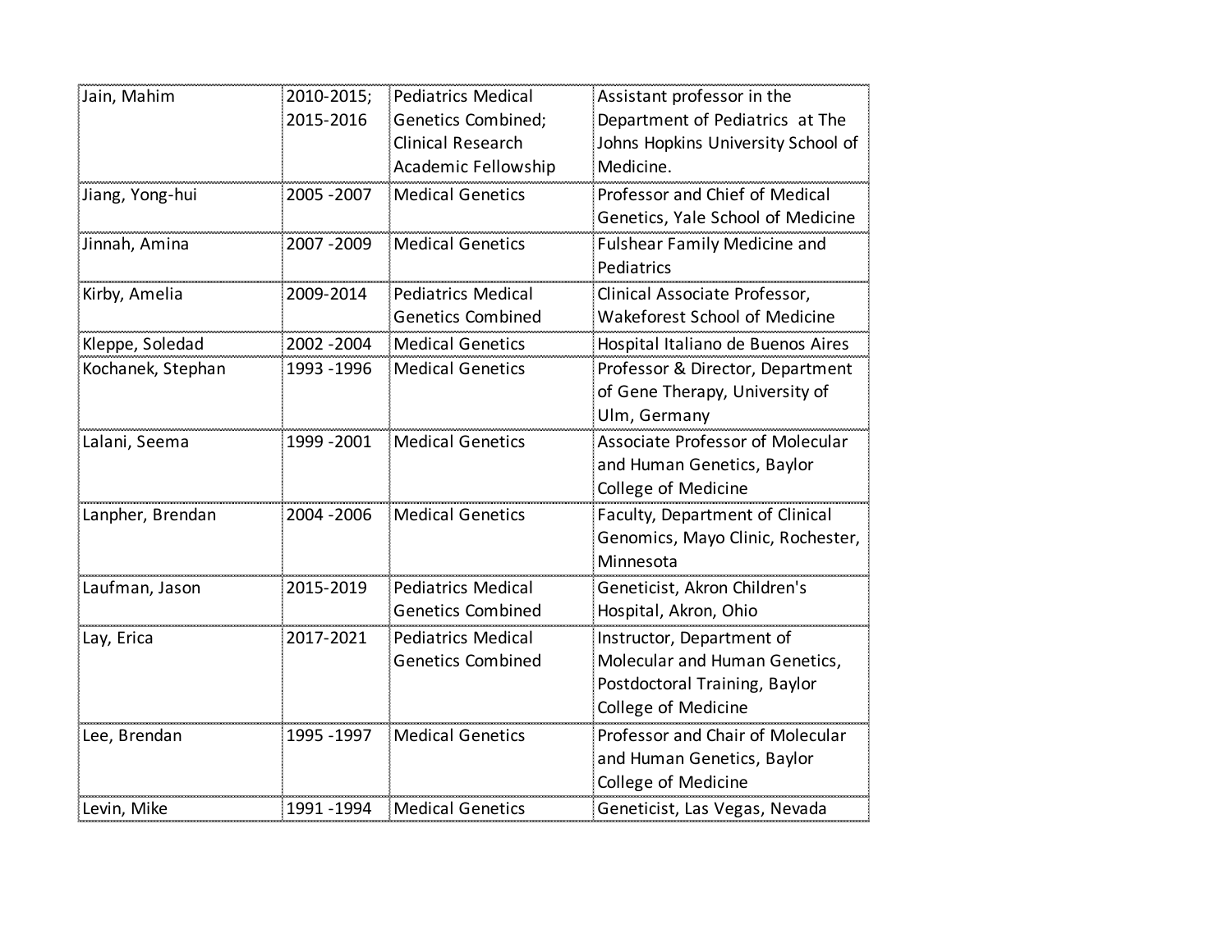| Jain, Mahim | 2010-2015; 2015-2016 | Pediatrics Medical Genetics Combined; Clinical Research Academic Fellowship | Assistant professor in the Department of Pediatrics at The Johns Hopkins University School of Medicine. |
|---|---|---|---|
| Jiang, Yong-hui | 2005 -2007 | Medical Genetics | Professor and Chief of Medical Genetics, Yale School of Medicine |
| Jinnah, Amina | 2007 -2009 | Medical Genetics | Fulshear Family Medicine and Pediatrics |
| Kirby, Amelia | 2009-2014 | Pediatrics Medical Genetics Combined | Clinical Associate Professor, Wakeforest School of Medicine |
| Kleppe, Soledad | 2002 -2004 | Medical Genetics | Hospital Italiano de Buenos Aires |
| Kochanek, Stephan | 1993 -1996 | Medical Genetics | Professor & Director, Department of Gene Therapy, University of Ulm, Germany |
| Lalani, Seema | 1999 -2001 | Medical Genetics | Associate Professor of Molecular and Human Genetics, Baylor College of Medicine |
| Lanpher, Brendan | 2004 -2006 | Medical Genetics | Faculty, Department of Clinical Genomics, Mayo Clinic, Rochester, Minnesota |
| Laufman, Jason | 2015-2019 | Pediatrics Medical Genetics Combined | Geneticist, Akron Children's Hospital, Akron, Ohio |
| Lay, Erica | 2017-2021 | Pediatrics Medical Genetics Combined | Instructor, Department of Molecular and Human Genetics, Postdoctoral Training, Baylor College of Medicine |
| Lee, Brendan | 1995 -1997 | Medical Genetics | Professor and Chair of Molecular and Human Genetics, Baylor College of Medicine |
| Levin, Mike | 1991 -1994 | Medical Genetics | Geneticist, Las Vegas, Nevada |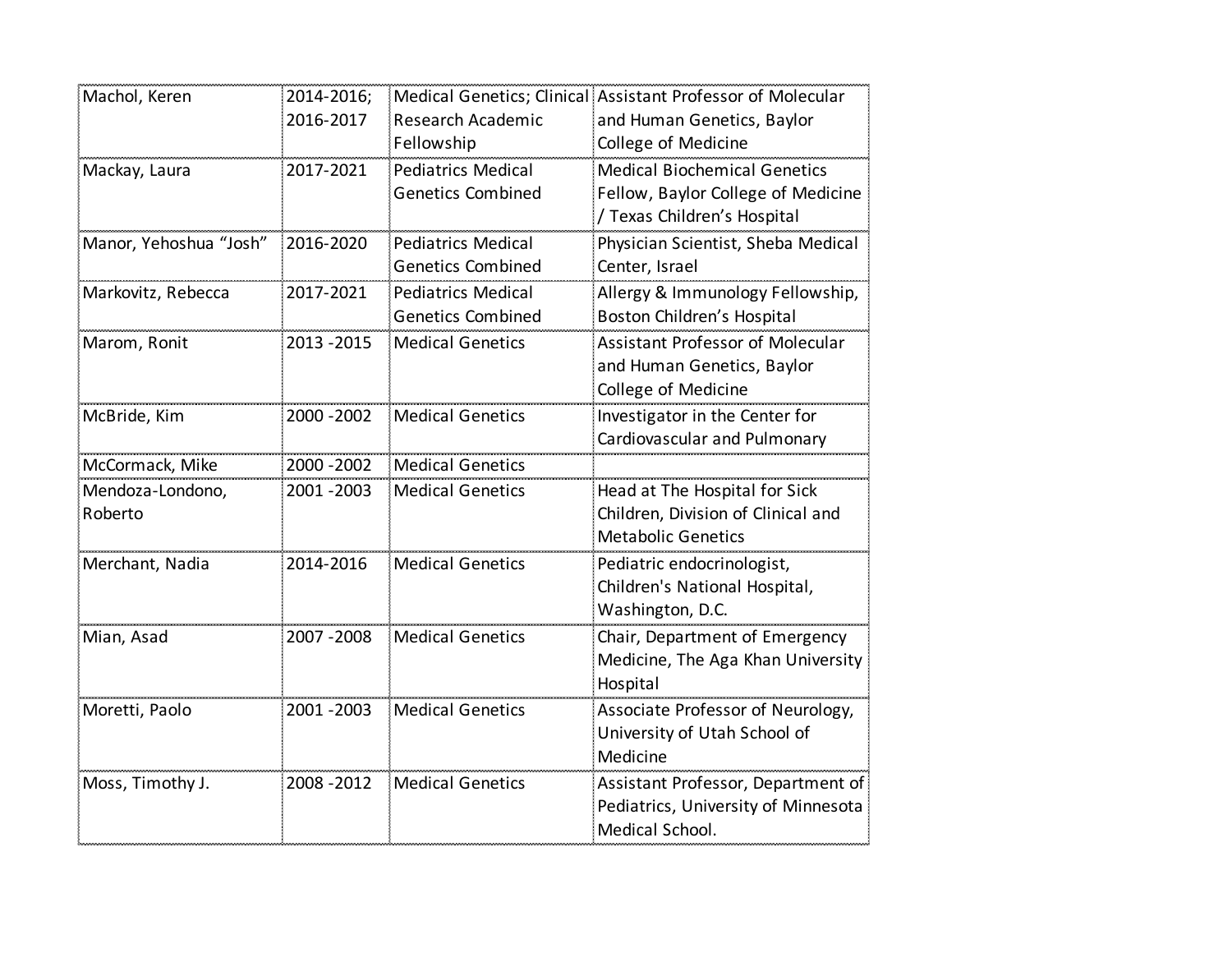| | | | |
|---|---|---|---|
| Machol, Keren | 2014-2016; 2016-2017 | Medical Genetics; Clinical Research Academic Fellowship | Assistant Professor of Molecular and Human Genetics, Baylor College of Medicine |
| Mackay, Laura | 2017-2021 | Pediatrics Medical Genetics Combined | Medical Biochemical Genetics Fellow, Baylor College of Medicine / Texas Children's Hospital |
| Manor, Yehoshua "Josh" | 2016-2020 | Pediatrics Medical Genetics Combined | Physician Scientist, Sheba Medical Center, Israel |
| Markovitz, Rebecca | 2017-2021 | Pediatrics Medical Genetics Combined | Allergy & Immunology Fellowship, Boston Children's Hospital |
| Marom, Ronit | 2013 -2015 | Medical Genetics | Assistant Professor of Molecular and Human Genetics, Baylor College of Medicine |
| McBride, Kim | 2000 -2002 | Medical Genetics | Investigator in the Center for Cardiovascular and Pulmonary |
| McCormack, Mike | 2000 -2002 | Medical Genetics | |
| Mendoza-Londono, Roberto | 2001 -2003 | Medical Genetics | Head at The Hospital for Sick Children, Division of Clinical and Metabolic Genetics |
| Merchant, Nadia | 2014-2016 | Medical Genetics | Pediatric endocrinologist, Children's National Hospital, Washington, D.C. |
| Mian, Asad | 2007 -2008 | Medical Genetics | Chair, Department of Emergency Medicine, The Aga Khan University Hospital |
| Moretti, Paolo | 2001 -2003 | Medical Genetics | Associate Professor of Neurology, University of Utah School of Medicine |
| Moss, Timothy J. | 2008 -2012 | Medical Genetics | Assistant Professor, Department of Pediatrics, University of Minnesota Medical School. |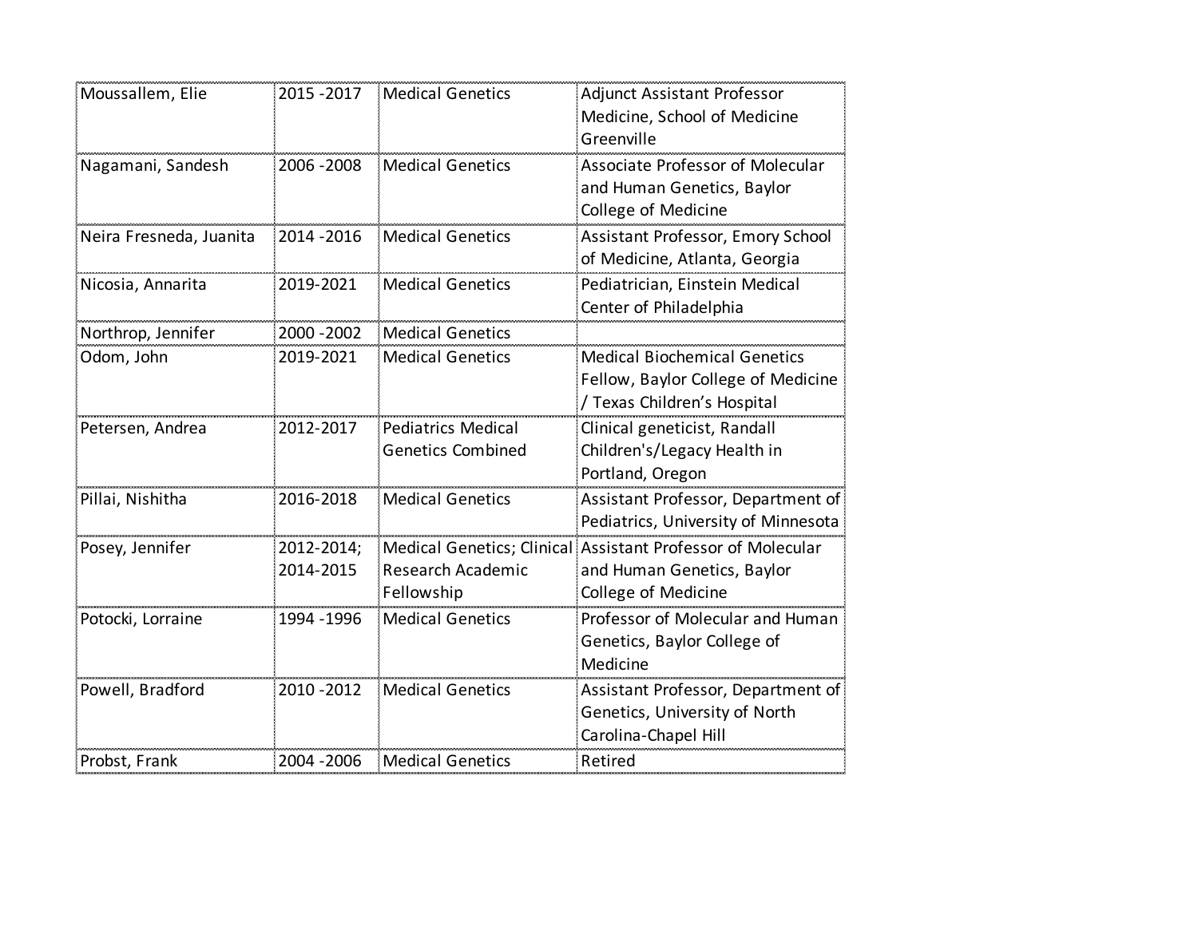| Moussallem, Elie | 2015 -2017 | Medical Genetics | Adjunct Assistant Professor Medicine, School of Medicine Greenville |
|---|---|---|---|
| Nagamani, Sandesh | 2006 -2008 | Medical Genetics | Associate Professor of Molecular and Human Genetics, Baylor College of Medicine |
| Neira Fresneda, Juanita | 2014 -2016 | Medical Genetics | Assistant Professor, Emory School of Medicine, Atlanta, Georgia |
| Nicosia, Annarita | 2019-2021 | Medical Genetics | Pediatrician, Einstein Medical Center of Philadelphia |
| Northrop, Jennifer | 2000 -2002 | Medical Genetics | |
| Odom, John | 2019-2021 | Medical Genetics | Medical Biochemical Genetics Fellow, Baylor College of Medicine / Texas Children's Hospital |
| Petersen, Andrea | 2012-2017 | Pediatrics Medical Genetics Combined | Clinical geneticist, Randall Children's/Legacy Health in Portland, Oregon |
| Pillai, Nishitha | 2016-2018 | Medical Genetics | Assistant Professor, Department of Pediatrics, University of Minnesota |
| Posey, Jennifer | 2012-2014; 2014-2015 | Medical Genetics; Clinical Research Academic Fellowship | Assistant Professor of Molecular and Human Genetics, Baylor College of Medicine |
| Potocki, Lorraine | 1994 -1996 | Medical Genetics | Professor of Molecular and Human Genetics, Baylor College of Medicine |
| Powell, Bradford | 2010 -2012 | Medical Genetics | Assistant Professor, Department of Genetics, University of North Carolina-Chapel Hill |
| Probst, Frank | 2004 -2006 | Medical Genetics | Retired |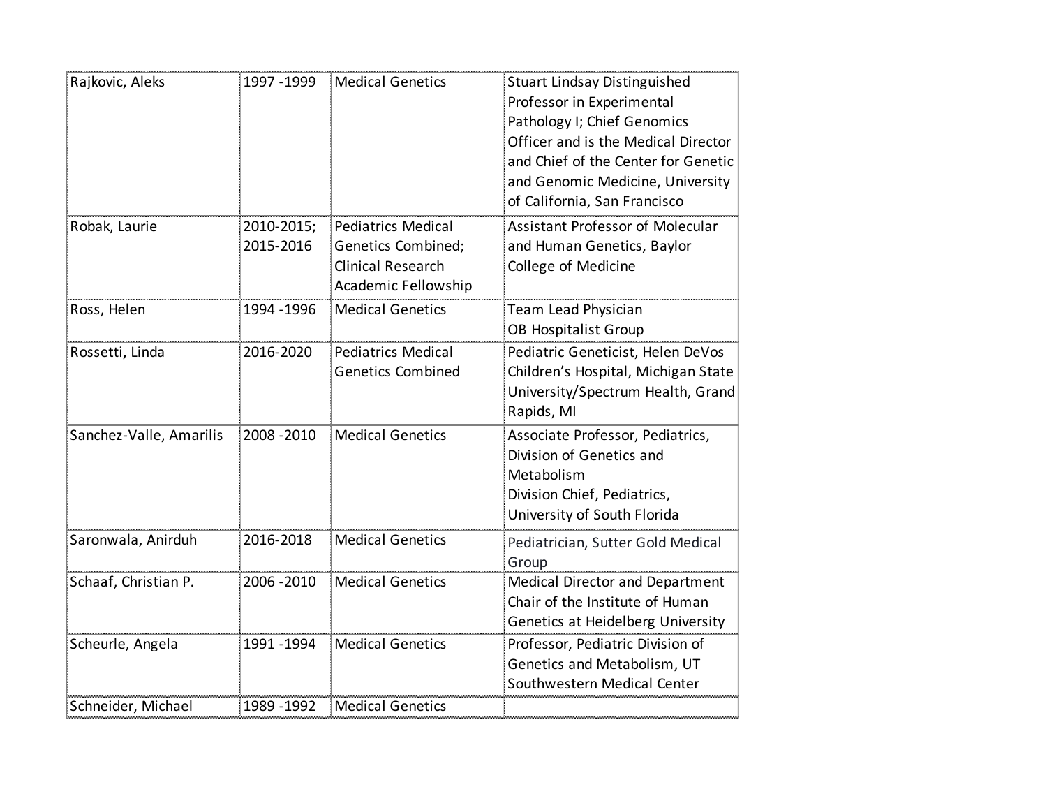| Rajkovic, Aleks | 1997 -1999 | Medical Genetics | Stuart Lindsay Distinguished Professor in Experimental Pathology I; Chief Genomics Officer and is the Medical Director and Chief of the Center for Genetic and Genomic Medicine, University of California, San Francisco |
|---|---|---|---|
| Robak, Laurie | 2010-2015; 2015-2016 | Pediatrics Medical Genetics Combined; Clinical Research Academic Fellowship | Assistant Professor of Molecular and Human Genetics, Baylor College of Medicine |
| Ross, Helen | 1994 -1996 | Medical Genetics | Team Lead Physician OB Hospitalist Group |
| Rossetti, Linda | 2016-2020 | Pediatrics Medical Genetics Combined | Pediatric Geneticist, Helen DeVos Children's Hospital, Michigan State University/Spectrum Health, Grand Rapids, MI |
| Sanchez-Valle, Amarilis | 2008 -2010 | Medical Genetics | Associate Professor, Pediatrics, Division of Genetics and Metabolism Division Chief, Pediatrics, University of South Florida |
| Saronwala, Anirduh | 2016-2018 | Medical Genetics | Pediatrician, Sutter Gold Medical Group |
| Schaaf, Christian P. | 2006 -2010 | Medical Genetics | Medical Director and Department Chair of the Institute of Human Genetics at Heidelberg University |
| Scheurle, Angela | 1991 -1994 | Medical Genetics | Professor, Pediatric Division of Genetics and Metabolism, UT Southwestern Medical Center |
| Schneider, Michael | 1989 -1992 | Medical Genetics | |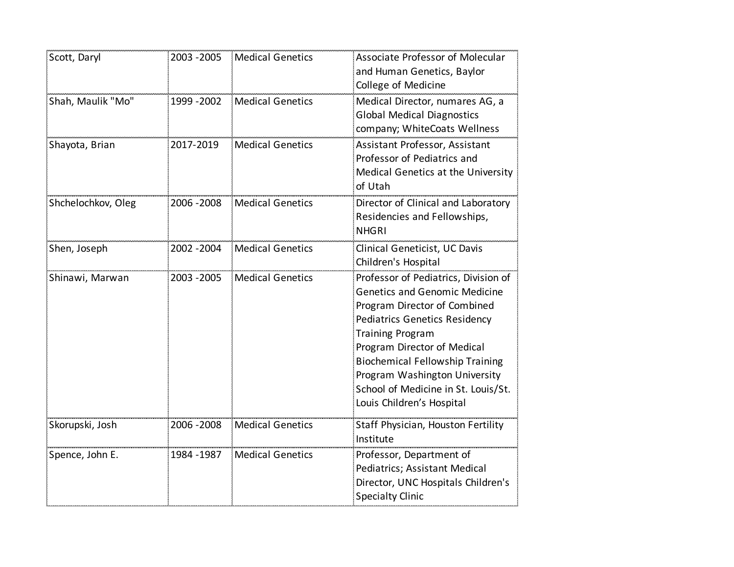| Scott, Daryl | 2003 -2005 | Medical Genetics | Associate Professor of Molecular and Human Genetics, Baylor College of Medicine |
|---|---|---|---|
| Shah, Maulik "Mo" | 1999 -2002 | Medical Genetics | Medical Director, numares AG, a Global Medical Diagnostics company; WhiteCoats Wellness |
| Shayota, Brian | 2017-2019 | Medical Genetics | Assistant Professor, Assistant Professor of Pediatrics and Medical Genetics at the University of Utah |
| Shchelochkov, Oleg | 2006 -2008 | Medical Genetics | Director of Clinical and Laboratory Residencies and Fellowships, NHGRI |
| Shen, Joseph | 2002 -2004 | Medical Genetics | Clinical Geneticist, UC Davis Children's Hospital |
| Shinawi, Marwan | 2003 -2005 | Medical Genetics | Professor of Pediatrics, Division of Genetics and Genomic Medicine Program Director of Combined Pediatrics Genetics Residency Training Program Program Director of Medical Biochemical Fellowship Training Program Washington University School of Medicine in St. Louis/St. Louis Children's Hospital |
| Skorupski, Josh | 2006 -2008 | Medical Genetics | Staff Physician, Houston Fertility Institute |
| Spence, John E. | 1984 -1987 | Medical Genetics | Professor, Department of Pediatrics; Assistant Medical Director, UNC Hospitals Children's Specialty Clinic |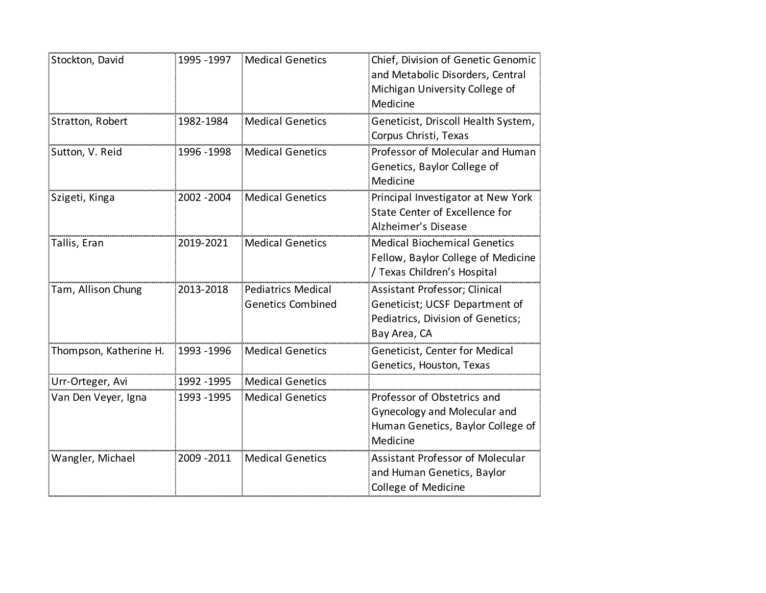| | | | |
|---|---|---|---|
| Stockton, David | 1995 -1997 | Medical Genetics | Chief, Division of Genetic Genomic and Metabolic Disorders, Central Michigan University College of Medicine |
| Stratton, Robert | 1982-1984 | Medical Genetics | Geneticist, Driscoll Health System, Corpus Christi, Texas |
| Sutton, V. Reid | 1996 -1998 | Medical Genetics | Professor of Molecular and Human Genetics, Baylor College of Medicine |
| Szigeti, Kinga | 2002 -2004 | Medical Genetics | Principal Investigator at New York State Center of Excellence for Alzheimer's Disease |
| Tallis, Eran | 2019-2021 | Medical Genetics | Medical Biochemical Genetics Fellow, Baylor College of Medicine / Texas Children's Hospital |
| Tam, Allison Chung | 2013-2018 | Pediatrics Medical Genetics Combined | Assistant Professor; Clinical Geneticist; UCSF Department of Pediatrics, Division of Genetics; Bay Area, CA |
| Thompson, Katherine H. | 1993 -1996 | Medical Genetics | Geneticist, Center for Medical Genetics, Houston, Texas |
| Urr-Orteger, Avi | 1992 -1995 | Medical Genetics | |
| Van Den Veyer, Igna | 1993 -1995 | Medical Genetics | Professor of Obstetrics and Gynecology and Molecular and Human Genetics, Baylor College of Medicine |
| Wangler, Michael | 2009 -2011 | Medical Genetics | Assistant Professor of Molecular and Human Genetics, Baylor College of Medicine |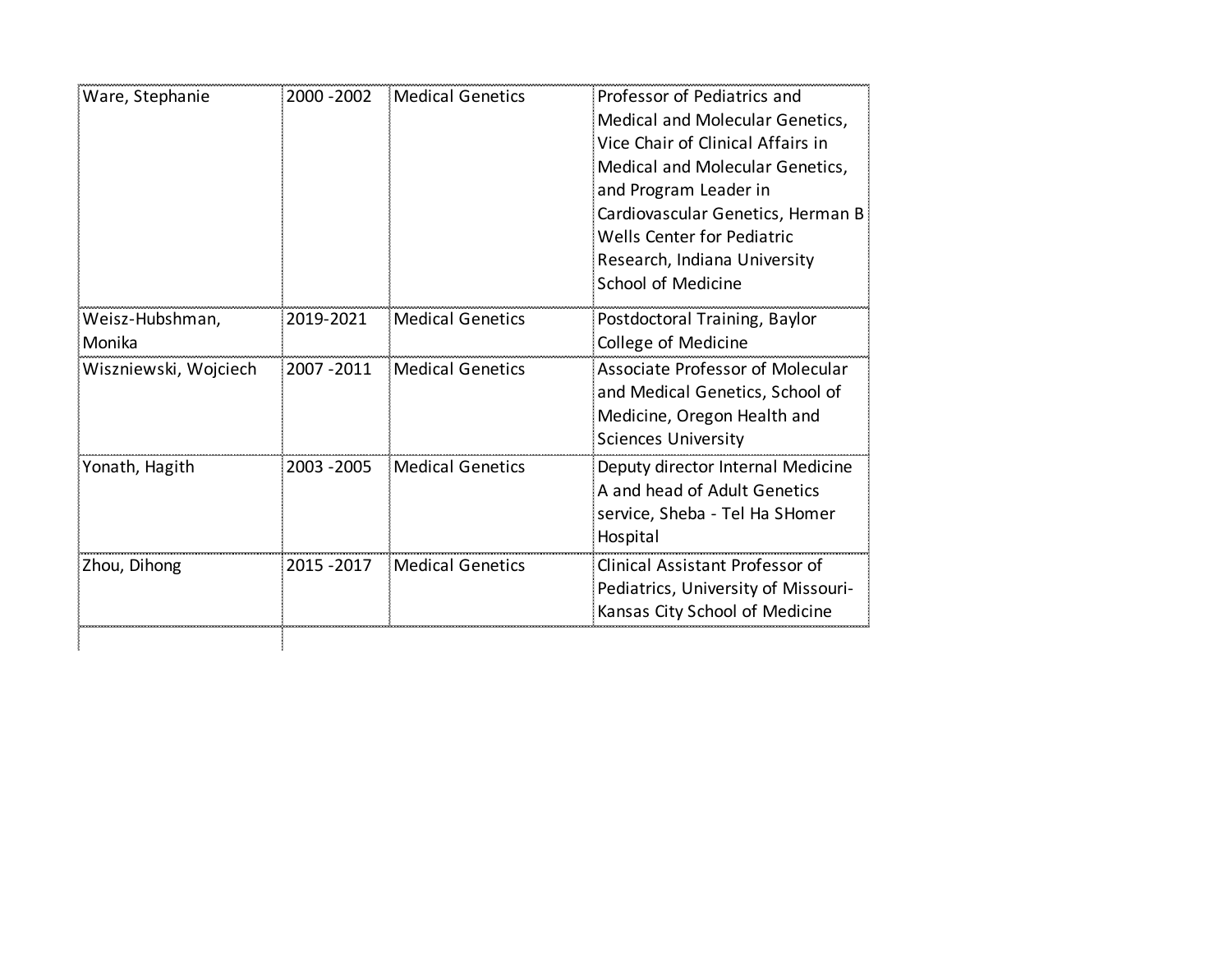| | | | |
|---|---|---|---|
| Ware, Stephanie | 2000 -2002 | Medical Genetics | Professor of Pediatrics and Medical and Molecular Genetics, Vice Chair of Clinical Affairs in Medical and Molecular Genetics, and Program Leader in Cardiovascular Genetics, Herman B Wells Center for Pediatric Research, Indiana University School of Medicine |
| Weisz-Hubshman, Monika | 2019-2021 | Medical Genetics | Postdoctoral Training, Baylor College of Medicine |
| Wiszniewski, Wojciech | 2007 -2011 | Medical Genetics | Associate Professor of Molecular and Medical Genetics, School of Medicine, Oregon Health and Sciences University |
| Yonath, Hagith | 2003 -2005 | Medical Genetics | Deputy director Internal Medicine A and head of Adult Genetics service, Sheba - Tel Ha SHomer Hospital |
| Zhou, Dihong | 2015 -2017 | Medical Genetics | Clinical Assistant Professor of Pediatrics, University of Missouri-Kansas City School of Medicine |